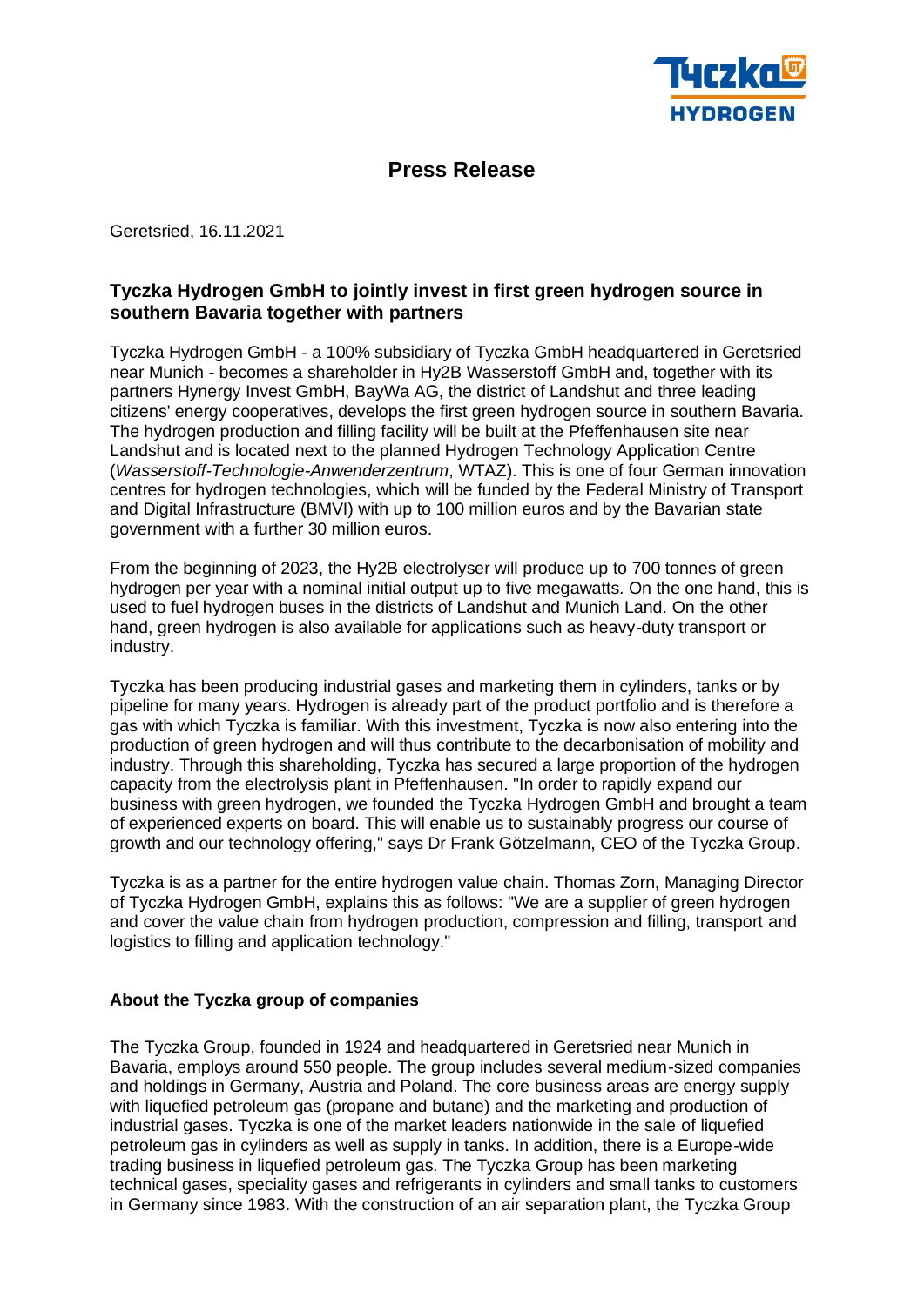# Press Release

Geretsried, 16.11.2021

## Tyczka Hydrogen GmbH to jointly invest in first green hydrogen source in southern Bavaria together with partners

Tyczka Hydrogen GmbH - a 100% subsidiary of Tyczka GmbH headquartered in Geretsried near Munich - becomes a shareholder in Hy2B Wasserstoff GmbH and, together with its partners Hynergy Invest GmbH, BayWa AG, the district of Landshut and three leading citizens' energy cooperatives, develops the first green hydrogen source in southern Bavaria. The hydrogen production and filling facility will be built at the Pfeffenhausen site near Landshut and is located next to the planned Hydrogen Technology Application Centre (*Wasserstoff-Technologie-Anwenderzentrum*, WTAZ). This is one of four German innovation centres for hydrogen technologies, which will be funded by the Federal Ministry of Transport and Digital Infrastructure (BMVI) with up to 100 million euros and by the Bavarian state government with a further 30 million euros.

From the beginning of 2023, the Hy2B electrolyser will produce up to 700 tonnes of green hydrogen per year with a nominal initial output up to five megawatts. On the one hand, this is used to fuel hydrogen buses in the districts of Landshut and Munich Land. On the other hand, green hydrogen is also available for applications such as heavy-duty transport or industry.

Tyczka has been producing industrial gases and marketing them in cylinders, tanks or by pipeline for many years. Hydrogen is already part of the product portfolio and is therefore a gas with which Tyczka is familiar. With this investment, Tyczka is now also entering into the production of green hydrogen and will thus contribute to the decarbonisation of mobility and industry. Through this shareholding, Tyczka has secured a large proportion of the hydrogen capacity from the electrolysis plant in Pfeffenhausen. "In order to rapidly expand our business with green hydrogen, we founded the Tyczka Hydrogen GmbH and brought a team of experienced experts on board. This will enable us to sustainably progress our course of growth and our technology offering," says Dr Frank Götzelmann, CEO of the Tyczka Group.

Tyczka is as a partner for the entire hydrogen value chain. Thomas Zorn, Managing Director of Tyczka Hydrogen GmbH, explains this as follows: "We are a supplier of green hydrogen and cover the value chain from hydrogen production, compression and filling, transport and logistics to filling and application technology."

### About the Tyczka group of companies

The Tyczka Group, founded in 1924 and headquartered in Geretsried near Munich in Bavaria, employs around 550 people. The group includes several medium-sized companies and holdings in Germany, Austria and Poland. The core business areas are energy supply with liquefied petroleum gas (propane and butane) and the marketing and production of industrial gases. Tyczka is one of the market leaders nationwide in the sale of liquefied petroleum gas in cylinders as well as supply in tanks. In addition, there is a Europe-wide trading business in liquefied petroleum gas. The Tyczka Group has been marketing technical gases, speciality gases and refrigerants in cylinders and small tanks to customers in Germany since 1983. With the construction of an air separation plant, the Tyczka Group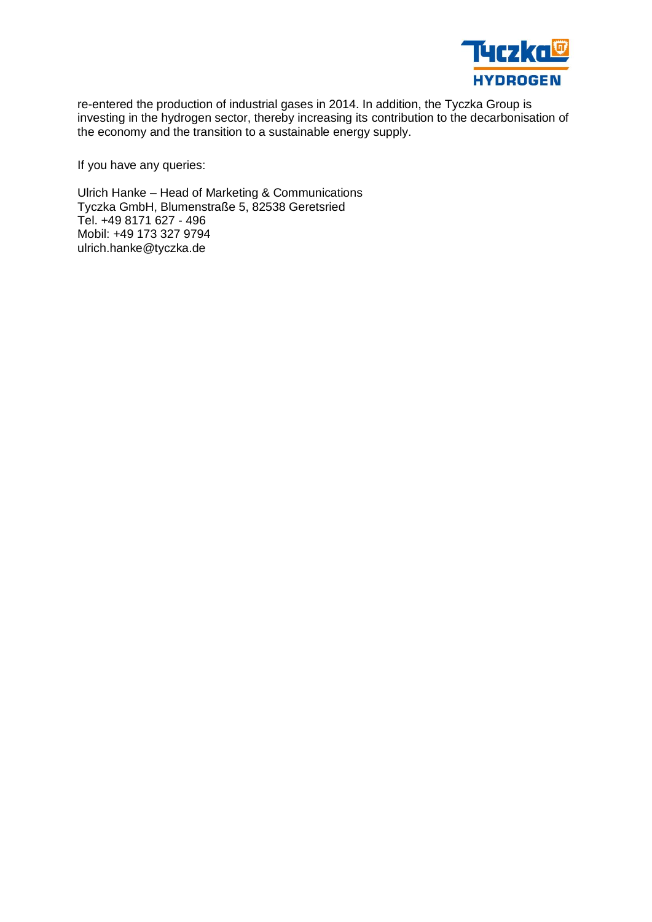re-entered the production of industrial gases in 2014. In addition, the Tyczka Group is investing in the hydrogen sector, thereby increasing its contribution to the decarbonisation of the economy and the transition to a sustainable energy supply.

If you have any queries:

Ulrich Hanke – Head of Marketing & Communications
Tyczka GmbH, Blumenstraße 5, 82538 Geretsried
Tel. +49 8171 627 - 496
Mobil: +49 173 327 9794
ulrich.hanke@tyczka.de